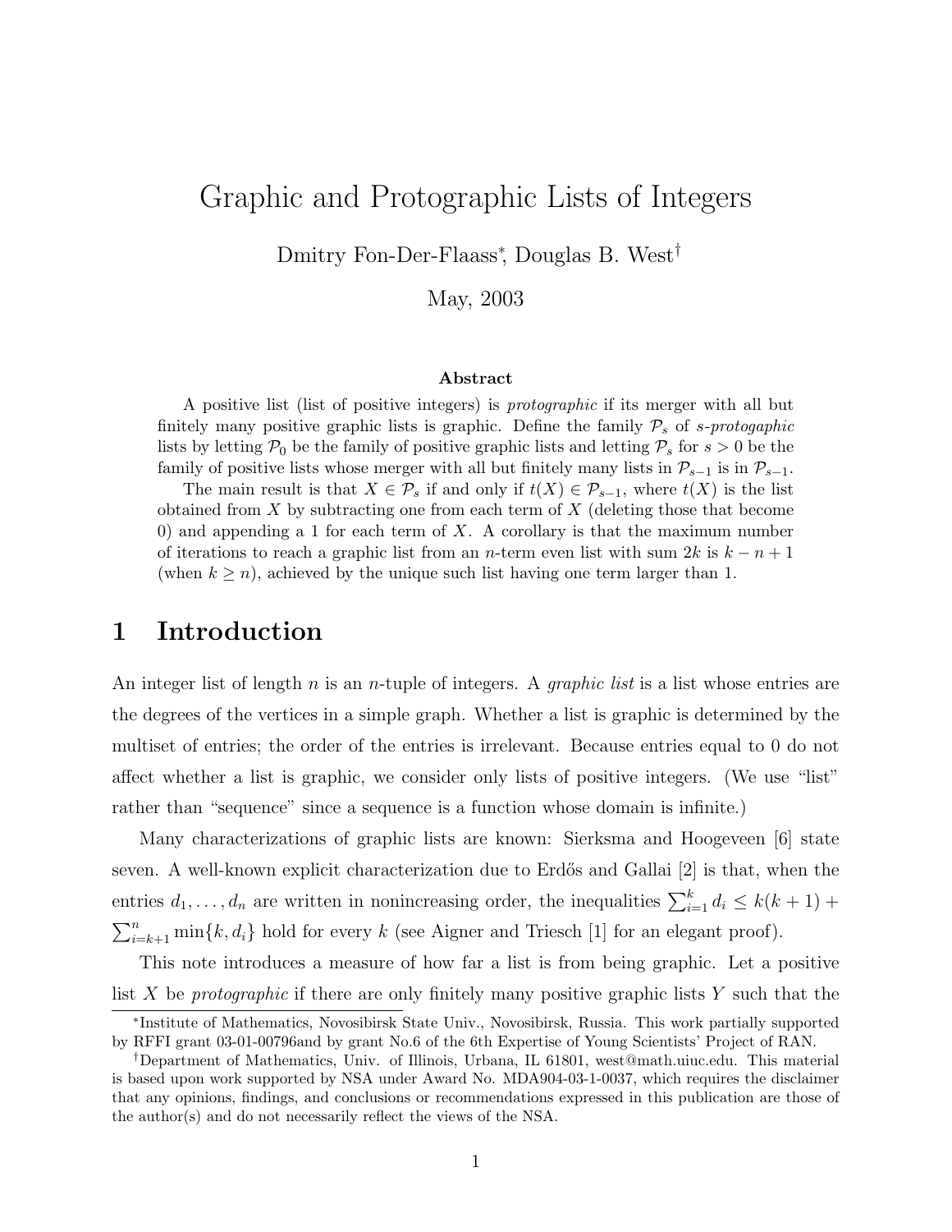# Graphic and Protographic Lists of Integers

Dmitry Fon-Der-Flaass*, Douglas B. West†

May, 2003

### Abstract

A positive list (list of positive integers) is *protographic* if its merger with all but finitely many positive graphic lists is graphic. Define the family $\mathcal{P}_s$ of *s-protogaphic* lists by letting $\mathcal{P}_0$ be the family of positive graphic lists and letting $\mathcal{P}_s$ for $s > 0$ be the family of positive lists whose merger with all but finitely many lists in $\mathcal{P}_{s-1}$ is in $\mathcal{P}_{s-1}$.

The main result is that $X \in \mathcal{P}_s$ if and only if $t(X) \in \mathcal{P}_{s-1}$, where $t(X)$ is the list obtained from $X$ by subtracting one from each term of $X$ (deleting those that become 0) and appending a 1 for each term of $X$. A corollary is that the maximum number of iterations to reach a graphic list from an $n$-term even list with sum $2k$ is $k - n + 1$ (when $k \geq n$), achieved by the unique such list having one term larger than 1.

## 1 Introduction

An integer list of length $n$ is an $n$-tuple of integers. A *graphic list* is a list whose entries are the degrees of the vertices in a simple graph. Whether a list is graphic is determined by the multiset of entries; the order of the entries is irrelevant. Because entries equal to 0 do not affect whether a list is graphic, we consider only lists of positive integers. (We use "list" rather than "sequence" since a sequence is a function whose domain is infinite.)

Many characterizations of graphic lists are known: Sierksma and Hoogeveen [6] state seven. A well-known explicit characterization due to Erdős and Gallai [2] is that, when the entries $d_1, \ldots, d_n$ are written in nonincreasing order, the inequalities $\sum_{i=1}^{k} d_i \leq k(k+1) + \sum_{i=k+1}^{n} \min\{k, d_i\}$ hold for every $k$ (see Aigner and Triesch [1] for an elegant proof).

This note introduces a measure of how far a list is from being graphic. Let a positive list $X$ be *protographic* if there are only finitely many positive graphic lists $Y$ such that the

*Institute of Mathematics, Novosibirsk State Univ., Novosibirsk, Russia. This work partially supported by RFFI grant 03-01-00796and by grant No.6 of the 6th Expertise of Young Scientists' Project of RAN.

†Department of Mathematics, Univ. of Illinois, Urbana, IL 61801, west@math.uiuc.edu. This material is based upon work supported by NSA under Award No. MDA904-03-1-0037, which requires the disclaimer that any opinions, findings, and conclusions or recommendations expressed in this publication are those of the author(s) and do not necessarily reflect the views of the NSA.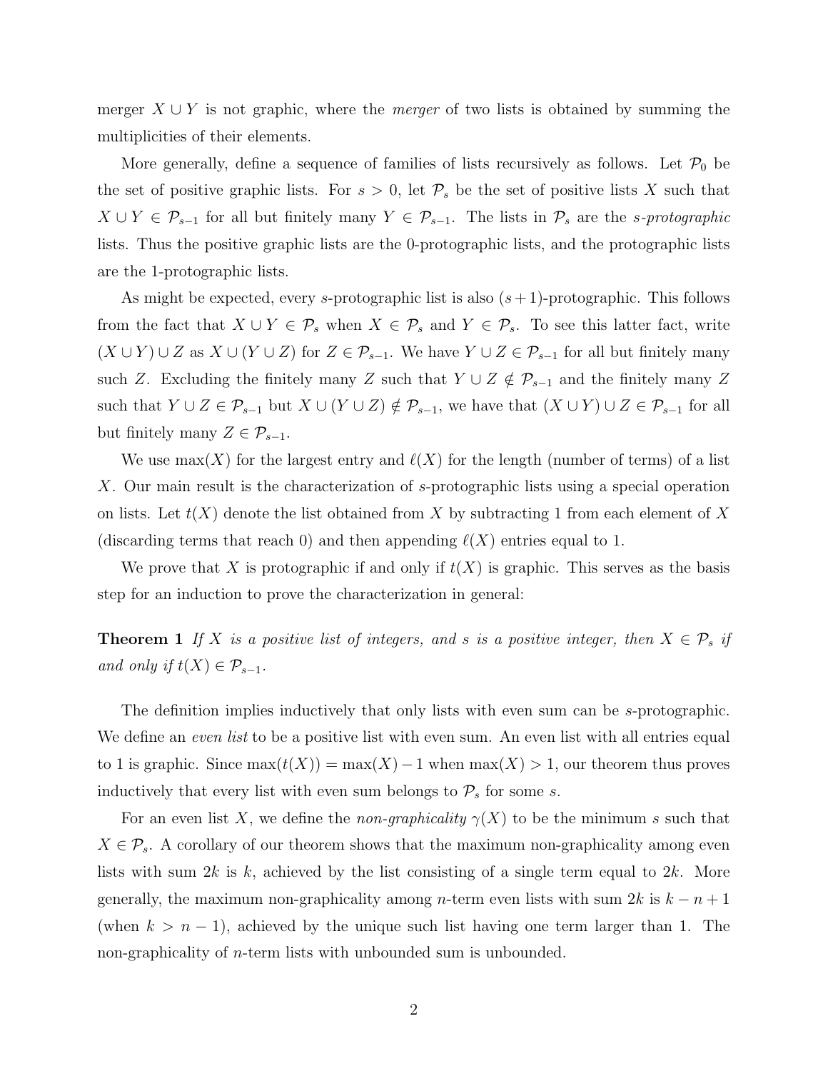merger $X \cup Y$ is not graphic, where the *merger* of two lists is obtained by summing the multiplicities of their elements.

More generally, define a sequence of families of lists recursively as follows. Let $\mathcal{P}_0$ be the set of positive graphic lists. For $s > 0$, let $\mathcal{P}_s$ be the set of positive lists $X$ such that $X \cup Y \in \mathcal{P}_{s-1}$ for all but finitely many $Y \in \mathcal{P}_{s-1}$. The lists in $\mathcal{P}_s$ are the *s-protographic* lists. Thus the positive graphic lists are the 0-protographic lists, and the protographic lists are the 1-protographic lists.

As might be expected, every $s$-protographic list is also $(s+1)$-protographic. This follows from the fact that $X \cup Y \in \mathcal{P}_s$ when $X \in \mathcal{P}_s$ and $Y \in \mathcal{P}_s$. To see this latter fact, write $(X \cup Y) \cup Z$ as $X \cup (Y \cup Z)$ for $Z \in \mathcal{P}_{s-1}$. We have $Y \cup Z \in \mathcal{P}_{s-1}$ for all but finitely many such $Z$. Excluding the finitely many $Z$ such that $Y \cup Z \notin \mathcal{P}_{s-1}$ and the finitely many $Z$ such that $Y \cup Z \in \mathcal{P}_{s-1}$ but $X \cup (Y \cup Z) \notin \mathcal{P}_{s-1}$, we have that $(X \cup Y) \cup Z \in \mathcal{P}_{s-1}$ for all but finitely many $Z \in \mathcal{P}_{s-1}$.

We use $\max(X)$ for the largest entry and $\ell(X)$ for the length (number of terms) of a list $X$. Our main result is the characterization of $s$-protographic lists using a special operation on lists. Let $t(X)$ denote the list obtained from $X$ by subtracting 1 from each element of $X$ (discarding terms that reach 0) and then appending $\ell(X)$ entries equal to 1.

We prove that $X$ is protographic if and only if $t(X)$ is graphic. This serves as the basis step for an induction to prove the characterization in general:

**Theorem 1** *If $X$ is a positive list of integers, and $s$ is a positive integer, then $X \in \mathcal{P}_s$ if and only if $t(X) \in \mathcal{P}_{s-1}$.*

The definition implies inductively that only lists with even sum can be $s$-protographic. We define an *even list* to be a positive list with even sum. An even list with all entries equal to 1 is graphic. Since $\max(t(X)) = \max(X) - 1$ when $\max(X) > 1$, our theorem thus proves inductively that every list with even sum belongs to $\mathcal{P}_s$ for some $s$.

For an even list $X$, we define the *non-graphicality* $\gamma(X)$ to be the minimum $s$ such that $X \in \mathcal{P}_s$. A corollary of our theorem shows that the maximum non-graphicality among even lists with sum $2k$ is $k$, achieved by the list consisting of a single term equal to $2k$. More generally, the maximum non-graphicality among $n$-term even lists with sum $2k$ is $k - n + 1$ (when $k > n - 1$), achieved by the unique such list having one term larger than 1. The non-graphicality of $n$-term lists with unbounded sum is unbounded.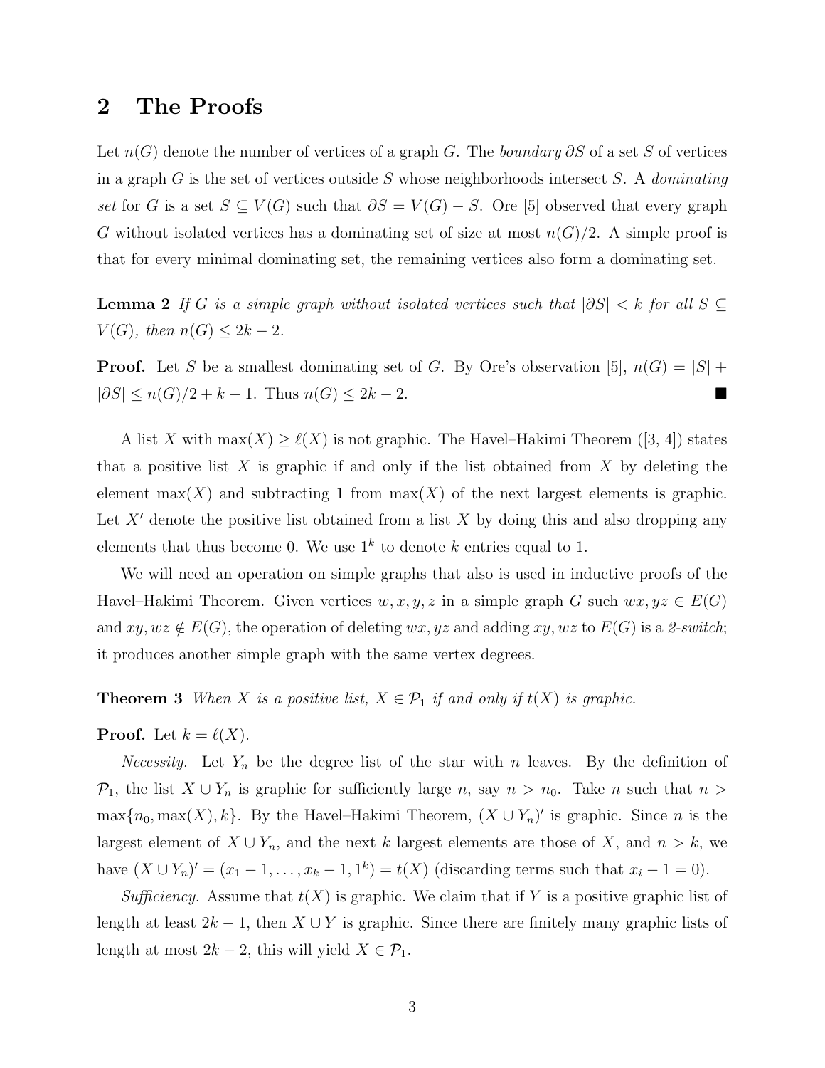## 2 The Proofs

Let $n(G)$ denote the number of vertices of a graph $G$. The *boundary* $\partial S$ of a set $S$ of vertices in a graph $G$ is the set of vertices outside $S$ whose neighborhoods intersect $S$. A *dominating set* for $G$ is a set $S \subseteq V(G)$ such that $\partial S = V(G) - S$. Ore [5] observed that every graph $G$ without isolated vertices has a dominating set of size at most $n(G)/2$. A simple proof is that for every minimal dominating set, the remaining vertices also form a dominating set.

**Lemma 2** *If $G$ is a simple graph without isolated vertices such that $|\partial S| < k$ for all $S \subseteq V(G)$, then $n(G) \leq 2k - 2$.*

**Proof.** Let $S$ be a smallest dominating set of $G$. By Ore's observation [5], $n(G) = |S| + |\partial S| \leq n(G)/2 + k - 1$. Thus $n(G) \leq 2k - 2$. ■

A list $X$ with $\max(X) \geq \ell(X)$ is not graphic. The Havel–Hakimi Theorem ([3, 4]) states that a positive list $X$ is graphic if and only if the list obtained from $X$ by deleting the element $\max(X)$ and subtracting 1 from $\max(X)$ of the next largest elements is graphic. Let $X'$ denote the positive list obtained from a list $X$ by doing this and also dropping any elements that thus become 0. We use $1^k$ to denote $k$ entries equal to 1.

We will need an operation on simple graphs that also is used in inductive proofs of the Havel–Hakimi Theorem. Given vertices $w, x, y, z$ in a simple graph $G$ such $wx, yz \in E(G)$ and $xy, wz \notin E(G)$, the operation of deleting $wx, yz$ and adding $xy, wz$ to $E(G)$ is a *2-switch*; it produces another simple graph with the same vertex degrees.

**Theorem 3** *When $X$ is a positive list, $X \in \mathcal{P}_1$ if and only if $t(X)$ is graphic.*

**Proof.** Let $k = \ell(X)$.

*Necessity.* Let $Y_n$ be the degree list of the star with $n$ leaves. By the definition of $\mathcal{P}_1$, the list $X \cup Y_n$ is graphic for sufficiently large $n$, say $n > n_0$. Take $n$ such that $n > \max\{n_0, \max(X), k\}$. By the Havel–Hakimi Theorem, $(X \cup Y_n)'$ is graphic. Since $n$ is the largest element of $X \cup Y_n$, and the next $k$ largest elements are those of $X$, and $n > k$, we have $(X \cup Y_n)' = (x_1 - 1, \ldots, x_k - 1, 1^k) = t(X)$ (discarding terms such that $x_i - 1 = 0$).

*Sufficiency.* Assume that $t(X)$ is graphic. We claim that if $Y$ is a positive graphic list of length at least $2k - 1$, then $X \cup Y$ is graphic. Since there are finitely many graphic lists of length at most $2k - 2$, this will yield $X \in \mathcal{P}_1$.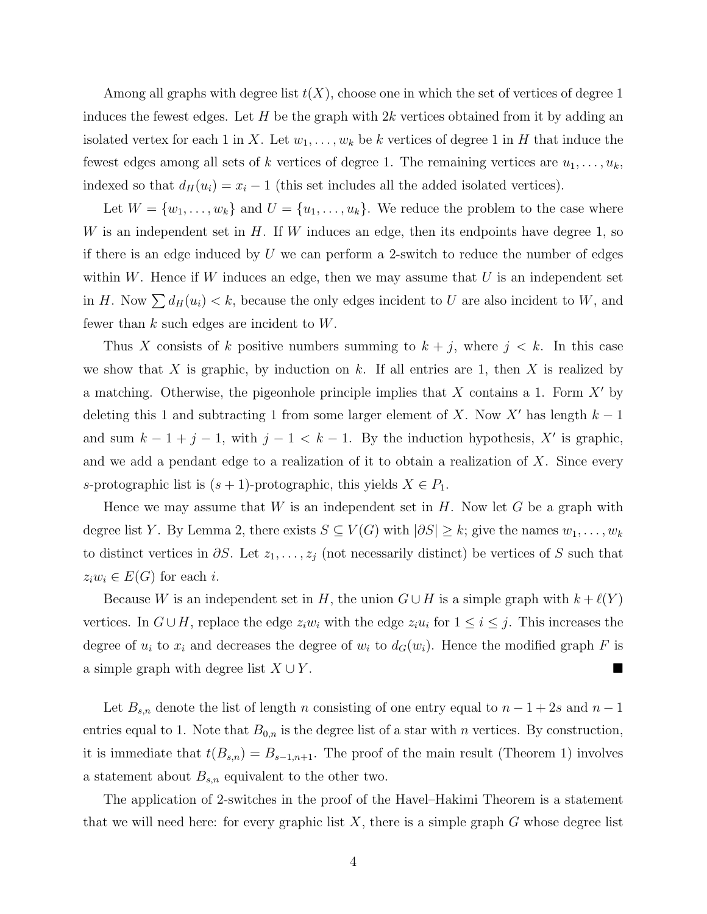Among all graphs with degree list $t(X)$, choose one in which the set of vertices of degree 1 induces the fewest edges. Let $H$ be the graph with $2k$ vertices obtained from it by adding an isolated vertex for each 1 in $X$. Let $w_1, \dots, w_k$ be $k$ vertices of degree 1 in $H$ that induce the fewest edges among all sets of $k$ vertices of degree 1. The remaining vertices are $u_1, \dots, u_k$, indexed so that $d_H(u_i) = x_i - 1$ (this set includes all the added isolated vertices).

Let $W = \{w_1, \dots, w_k\}$ and $U = \{u_1, \dots, u_k\}$. We reduce the problem to the case where $W$ is an independent set in $H$. If $W$ induces an edge, then its endpoints have degree 1, so if there is an edge induced by $U$ we can perform a 2-switch to reduce the number of edges within $W$. Hence if $W$ induces an edge, then we may assume that $U$ is an independent set in $H$. Now $\sum d_H(u_i) < k$, because the only edges incident to $U$ are also incident to $W$, and fewer than $k$ such edges are incident to $W$.

Thus $X$ consists of $k$ positive numbers summing to $k + j$, where $j < k$. In this case we show that $X$ is graphic, by induction on $k$. If all entries are 1, then $X$ is realized by a matching. Otherwise, the pigeonhole principle implies that $X$ contains a 1. Form $X'$ by deleting this 1 and subtracting 1 from some larger element of $X$. Now $X'$ has length $k - 1$ and sum $k - 1 + j - 1$, with $j - 1 < k - 1$. By the induction hypothesis, $X'$ is graphic, and we add a pendant edge to a realization of it to obtain a realization of $X$. Since every $s$-protographic list is $(s+1)$-protographic, this yields $X \in P_1$.

Hence we may assume that $W$ is an independent set in $H$. Now let $G$ be a graph with degree list $Y$. By Lemma 2, there exists $S \subseteq V(G)$ with $|\partial S| \geq k$; give the names $w_1, \dots, w_k$ to distinct vertices in $\partial S$. Let $z_1, \dots, z_j$ (not necessarily distinct) be vertices of $S$ such that $z_i w_i \in E(G)$ for each $i$.

Because $W$ is an independent set in $H$, the union $G \cup H$ is a simple graph with $k + \ell(Y)$ vertices. In $G \cup H$, replace the edge $z_i w_i$ with the edge $z_i u_i$ for $1 \leq i \leq j$. This increases the degree of $u_i$ to $x_i$ and decreases the degree of $w_i$ to $d_G(w_i)$. Hence the modified graph $F$ is a simple graph with degree list $X \cup Y$. ∎

Let $B_{s,n}$ denote the list of length $n$ consisting of one entry equal to $n - 1 + 2s$ and $n - 1$ entries equal to 1. Note that $B_{0,n}$ is the degree list of a star with $n$ vertices. By construction, it is immediate that $t(B_{s,n}) = B_{s-1,n+1}$. The proof of the main result (Theorem 1) involves a statement about $B_{s,n}$ equivalent to the other two.

The application of 2-switches in the proof of the Havel–Hakimi Theorem is a statement that we will need here: for every graphic list $X$, there is a simple graph $G$ whose degree list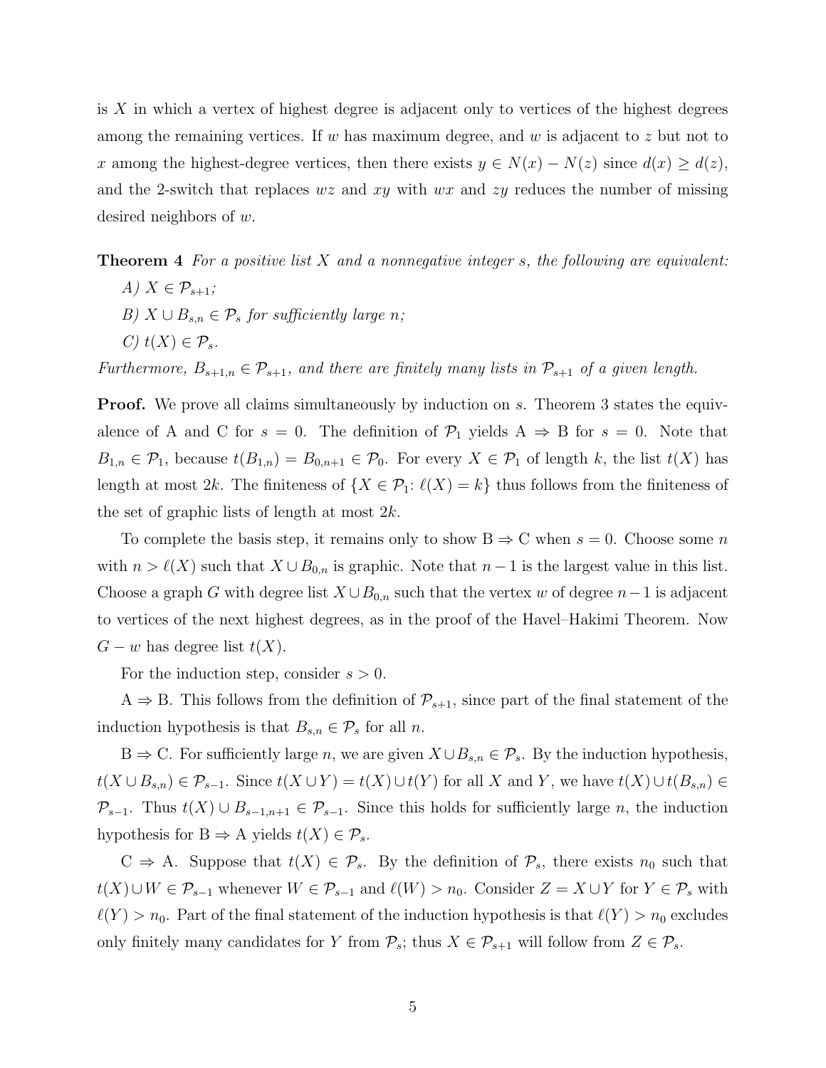is $X$ in which a vertex of highest degree is adjacent only to vertices of the highest degrees among the remaining vertices. If $w$ has maximum degree, and $w$ is adjacent to $z$ but not to $x$ among the highest-degree vertices, then there exists $y \in N(x) - N(z)$ since $d(x) \geq d(z)$, and the 2-switch that replaces $wz$ and $xy$ with $wx$ and $zy$ reduces the number of missing desired neighbors of $w$.

**Theorem 4** *For a positive list $X$ and a nonnegative integer $s$, the following are equivalent:*

*A) $X \in \mathcal{P}_{s+1}$;*

*B) $X \cup B_{s,n} \in \mathcal{P}_s$ for sufficiently large $n$;*

*C) $t(X) \in \mathcal{P}_s$.*

*Furthermore, $B_{s+1,n} \in \mathcal{P}_{s+1}$, and there are finitely many lists in $\mathcal{P}_{s+1}$ of a given length.*

**Proof.** We prove all claims simultaneously by induction on $s$. Theorem 3 states the equivalence of A and C for $s = 0$. The definition of $\mathcal{P}_1$ yields A $\Rightarrow$ B for $s = 0$. Note that $B_{1,n} \in \mathcal{P}_1$, because $t(B_{1,n}) = B_{0,n+1} \in \mathcal{P}_0$. For every $X \in \mathcal{P}_1$ of length $k$, the list $t(X)$ has length at most $2k$. The finiteness of $\{X \in \mathcal{P}_1 \colon \ell(X) = k\}$ thus follows from the finiteness of the set of graphic lists of length at most $2k$.

To complete the basis step, it remains only to show B $\Rightarrow$ C when $s = 0$. Choose some $n$ with $n > \ell(X)$ such that $X \cup B_{0,n}$ is graphic. Note that $n-1$ is the largest value in this list. Choose a graph $G$ with degree list $X \cup B_{0,n}$ such that the vertex $w$ of degree $n-1$ is adjacent to vertices of the next highest degrees, as in the proof of the Havel–Hakimi Theorem. Now $G - w$ has degree list $t(X)$.

For the induction step, consider $s > 0$.

A $\Rightarrow$ B. This follows from the definition of $\mathcal{P}_{s+1}$, since part of the final statement of the induction hypothesis is that $B_{s,n} \in \mathcal{P}_s$ for all $n$.

B $\Rightarrow$ C. For sufficiently large $n$, we are given $X \cup B_{s,n} \in \mathcal{P}_s$. By the induction hypothesis, $t(X \cup B_{s,n}) \in \mathcal{P}_{s-1}$. Since $t(X \cup Y) = t(X) \cup t(Y)$ for all $X$ and $Y$, we have $t(X) \cup t(B_{s,n}) \in \mathcal{P}_{s-1}$. Thus $t(X) \cup B_{s-1,n+1} \in \mathcal{P}_{s-1}$. Since this holds for sufficiently large $n$, the induction hypothesis for B $\Rightarrow$ A yields $t(X) \in \mathcal{P}_s$.

C $\Rightarrow$ A. Suppose that $t(X) \in \mathcal{P}_s$. By the definition of $\mathcal{P}_s$, there exists $n_0$ such that $t(X) \cup W \in \mathcal{P}_{s-1}$ whenever $W \in \mathcal{P}_{s-1}$ and $\ell(W) > n_0$. Consider $Z = X \cup Y$ for $Y \in \mathcal{P}_s$ with $\ell(Y) > n_0$. Part of the final statement of the induction hypothesis is that $\ell(Y) > n_0$ excludes only finitely many candidates for $Y$ from $\mathcal{P}_s$; thus $X \in \mathcal{P}_{s+1}$ will follow from $Z \in \mathcal{P}_s$.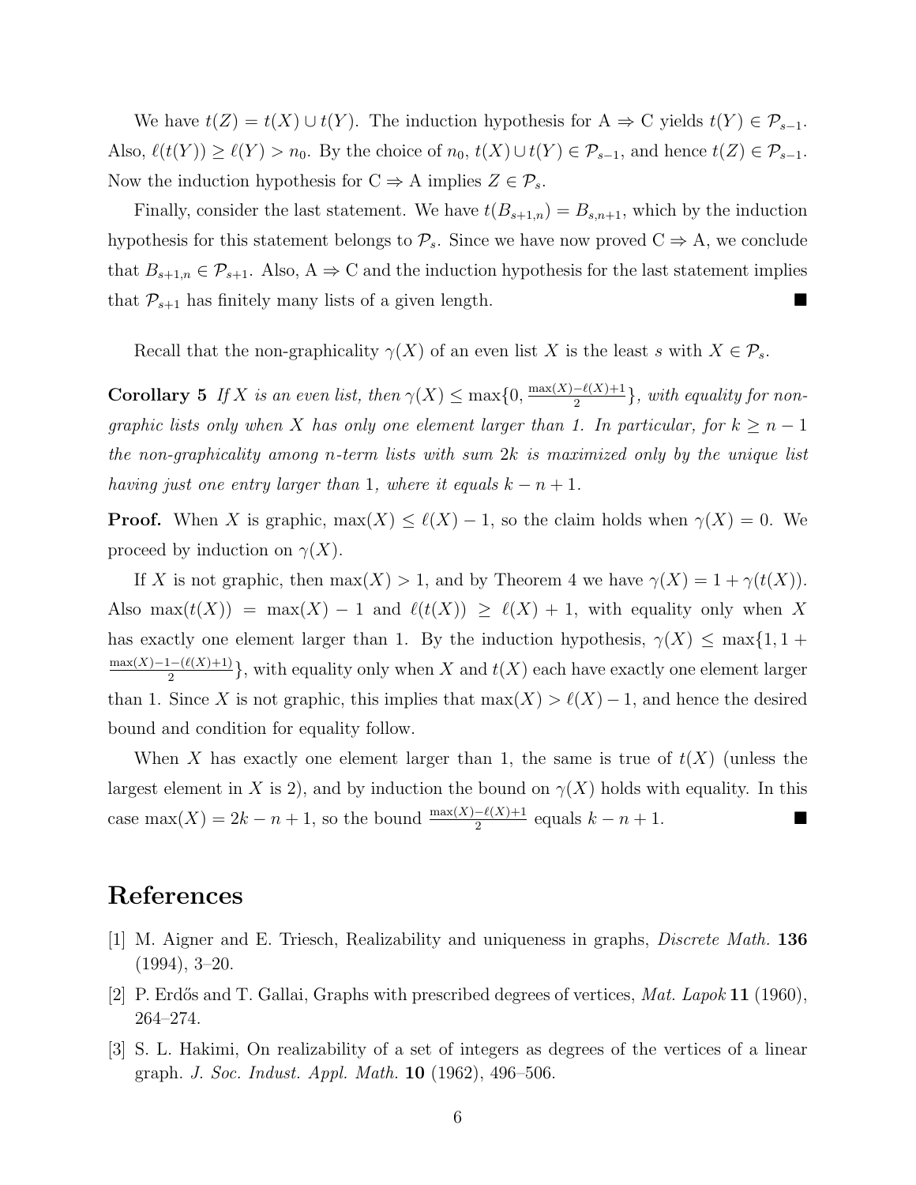We have $t(Z) = t(X) \cup t(Y)$. The induction hypothesis for A $\Rightarrow$ C yields $t(Y) \in \mathcal{P}_{s-1}$. Also, $\ell(t(Y)) \geq \ell(Y) > n_0$. By the choice of $n_0$, $t(X) \cup t(Y) \in \mathcal{P}_{s-1}$, and hence $t(Z) \in \mathcal{P}_{s-1}$. Now the induction hypothesis for C $\Rightarrow$ A implies $Z \in \mathcal{P}_s$.

Finally, consider the last statement. We have $t(B_{s+1,n}) = B_{s,n+1}$, which by the induction hypothesis for this statement belongs to $\mathcal{P}_s$. Since we have now proved C $\Rightarrow$ A, we conclude that $B_{s+1,n} \in \mathcal{P}_{s+1}$. Also, A $\Rightarrow$ C and the induction hypothesis for the last statement implies that $\mathcal{P}_{s+1}$ has finitely many lists of a given length. ∎

Recall that the non-graphicality $\gamma(X)$ of an even list $X$ is the least $s$ with $X \in \mathcal{P}_s$.

**Corollary 5** *If $X$ is an even list, then $\gamma(X) \leq \max\{0, \frac{\max(X)-\ell(X)+1}{2}\}$, with equality for non-graphic lists only when $X$ has only one element larger than 1. In particular, for $k \geq n-1$ the non-graphicality among $n$-term lists with sum $2k$ is maximized only by the unique list having just one entry larger than 1, where it equals $k-n+1$.*

**Proof.** When $X$ is graphic, $\max(X) \leq \ell(X) - 1$, so the claim holds when $\gamma(X) = 0$. We proceed by induction on $\gamma(X)$.

If $X$ is not graphic, then $\max(X) > 1$, and by Theorem 4 we have $\gamma(X) = 1 + \gamma(t(X))$. Also $\max(t(X)) = \max(X) - 1$ and $\ell(t(X)) \geq \ell(X) + 1$, with equality only when $X$ has exactly one element larger than 1. By the induction hypothesis, $\gamma(X) \leq \max\{1, 1 + \frac{\max(X)-1-(\ell(X)+1)}{2}\}$, with equality only when $X$ and $t(X)$ each have exactly one element larger than 1. Since $X$ is not graphic, this implies that $\max(X) > \ell(X) - 1$, and hence the desired bound and condition for equality follow.

When $X$ has exactly one element larger than 1, the same is true of $t(X)$ (unless the largest element in $X$ is 2), and by induction the bound on $\gamma(X)$ holds with equality. In this case $\max(X) = 2k - n + 1$, so the bound $\frac{\max(X)-\ell(X)+1}{2}$ equals $k - n + 1$. ∎

## References

[1] M. Aigner and E. Triesch, Realizability and uniqueness in graphs, *Discrete Math.* **136** (1994), 3–20.

[2] P. Erdős and T. Gallai, Graphs with prescribed degrees of vertices, *Mat. Lapok* **11** (1960), 264–274.

[3] S. L. Hakimi, On realizability of a set of integers as degrees of the vertices of a linear graph. *J. Soc. Indust. Appl. Math.* **10** (1962), 496–506.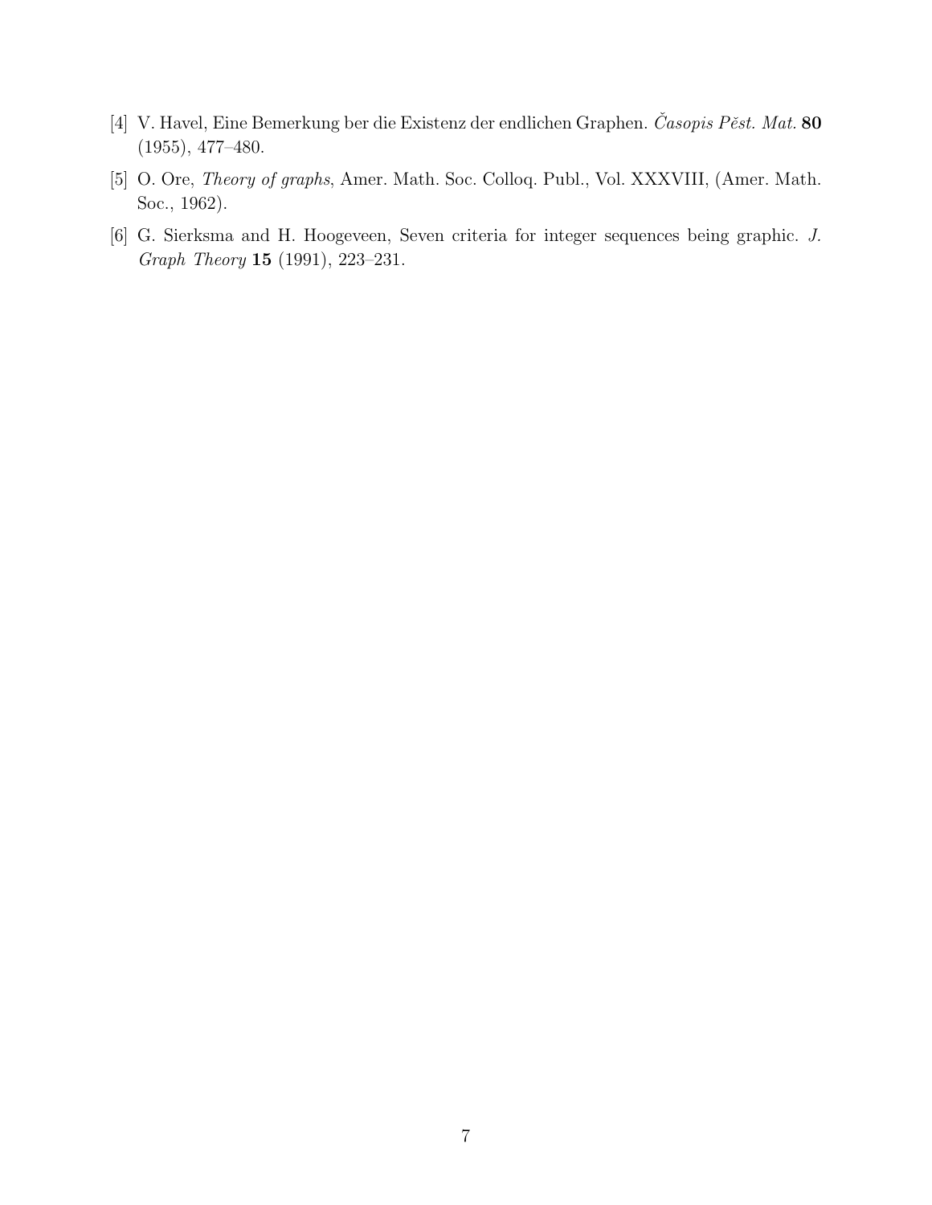[4] V. Havel, Eine Bemerkung ber die Existenz der endlichen Graphen. *Časopis Pěst. Mat.* **80** (1955), 477–480.

[5] O. Ore, *Theory of graphs*, Amer. Math. Soc. Colloq. Publ., Vol. XXXVIII, (Amer. Math. Soc., 1962).

[6] G. Sierksma and H. Hoogeveen, Seven criteria for integer sequences being graphic. *J. Graph Theory* **15** (1991), 223–231.